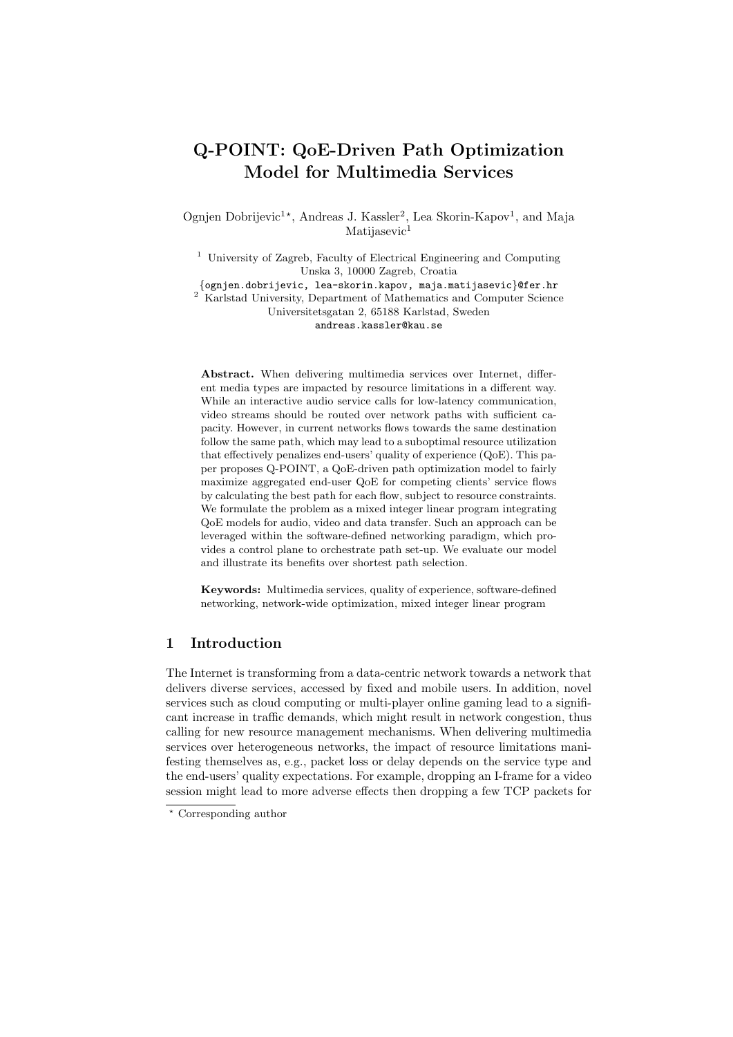# Q-POINT: QoE-Driven Path Optimization Model for Multimedia Services

Ognjen Dobrijevic[1]*, Andreas J. Kassler[2], Lea Skorin-Kapov[1], and Maja Matijasevic[1]

[1] University of Zagreb, Faculty of Electrical Engineering and Computing
Unska 3, 10000 Zagreb, Croatia
{ognjen.dobrijevic, lea-skorin.kapov, maja.matijasevic}@fer.hr

[2] Karlstad University, Department of Mathematics and Computer Science
Universitetsgatan 2, 65188 Karlstad, Sweden
andreas.kassler@kau.se

**Abstract.** When delivering multimedia services over Internet, different media types are impacted by resource limitations in a different way. While an interactive audio service calls for low-latency communication, video streams should be routed over network paths with sufficient capacity. However, in current networks flows towards the same destination follow the same path, which may lead to a suboptimal resource utilization that effectively penalizes end-users' quality of experience (QoE). This paper proposes Q-POINT, a QoE-driven path optimization model to fairly maximize aggregated end-user QoE for competing clients' service flows by calculating the best path for each flow, subject to resource constraints. We formulate the problem as a mixed integer linear program integrating QoE models for audio, video and data transfer. Such an approach can be leveraged within the software-defined networking paradigm, which provides a control plane to orchestrate path set-up. We evaluate our model and illustrate its benefits over shortest path selection.

**Keywords:** Multimedia services, quality of experience, software-defined networking, network-wide optimization, mixed integer linear program

## 1 Introduction

The Internet is transforming from a data-centric network towards a network that delivers diverse services, accessed by fixed and mobile users. In addition, novel services such as cloud computing or multi-player online gaming lead to a significant increase in traffic demands, which might result in network congestion, thus calling for new resource management mechanisms. When delivering multimedia services over heterogeneous networks, the impact of resource limitations manifesting themselves as, e.g., packet loss or delay depends on the service type and the end-users' quality expectations. For example, dropping an I-frame for a video session might lead to more adverse effects then dropping a few TCP packets for

* Corresponding author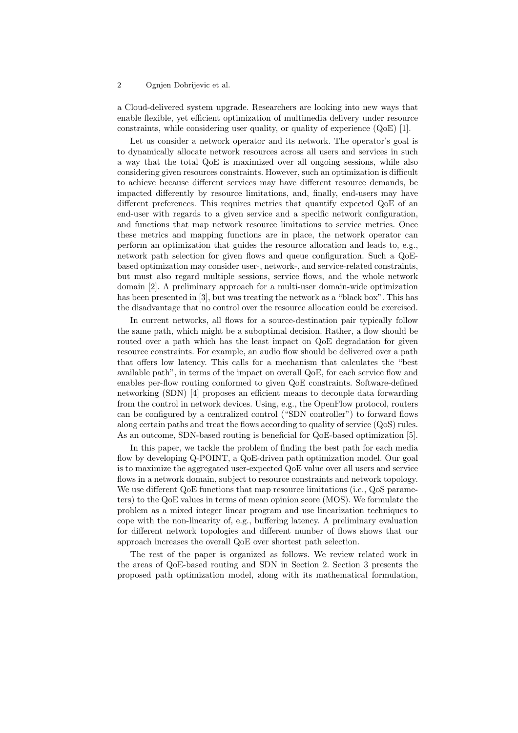a Cloud-delivered system upgrade. Researchers are looking into new ways that enable flexible, yet efficient optimization of multimedia delivery under resource constraints, while considering user quality, or quality of experience (QoE) [1].

Let us consider a network operator and its network. The operator's goal is to dynamically allocate network resources across all users and services in such a way that the total QoE is maximized over all ongoing sessions, while also considering given resources constraints. However, such an optimization is difficult to achieve because different services may have different resource demands, be impacted differently by resource limitations, and, finally, end-users may have different preferences. This requires metrics that quantify expected QoE of an end-user with regards to a given service and a specific network configuration, and functions that map network resource limitations to service metrics. Once these metrics and mapping functions are in place, the network operator can perform an optimization that guides the resource allocation and leads to, e.g., network path selection for given flows and queue configuration. Such a QoE-based optimization may consider user-, network-, and service-related constraints, but must also regard multiple sessions, service flows, and the whole network domain [2]. A preliminary approach for a multi-user domain-wide optimization has been presented in [3], but was treating the network as a "black box". This has the disadvantage that no control over the resource allocation could be exercised.

In current networks, all flows for a source-destination pair typically follow the same path, which might be a suboptimal decision. Rather, a flow should be routed over a path which has the least impact on QoE degradation for given resource constraints. For example, an audio flow should be delivered over a path that offers low latency. This calls for a mechanism that calculates the "best available path", in terms of the impact on overall QoE, for each service flow and enables per-flow routing conformed to given QoE constraints. Software-defined networking (SDN) [4] proposes an efficient means to decouple data forwarding from the control in network devices. Using, e.g., the OpenFlow protocol, routers can be configured by a centralized control ("SDN controller") to forward flows along certain paths and treat the flows according to quality of service (QoS) rules. As an outcome, SDN-based routing is beneficial for QoE-based optimization [5].

In this paper, we tackle the problem of finding the best path for each media flow by developing Q-POINT, a QoE-driven path optimization model. Our goal is to maximize the aggregated user-expected QoE value over all users and service flows in a network domain, subject to resource constraints and network topology. We use different QoE functions that map resource limitations (i.e., QoS parameters) to the QoE values in terms of mean opinion score (MOS). We formulate the problem as a mixed integer linear program and use linearization techniques to cope with the non-linearity of, e.g., buffering latency. A preliminary evaluation for different network topologies and different number of flows shows that our approach increases the overall QoE over shortest path selection.

The rest of the paper is organized as follows. We review related work in the areas of QoE-based routing and SDN in Section 2. Section 3 presents the proposed path optimization model, along with its mathematical formulation,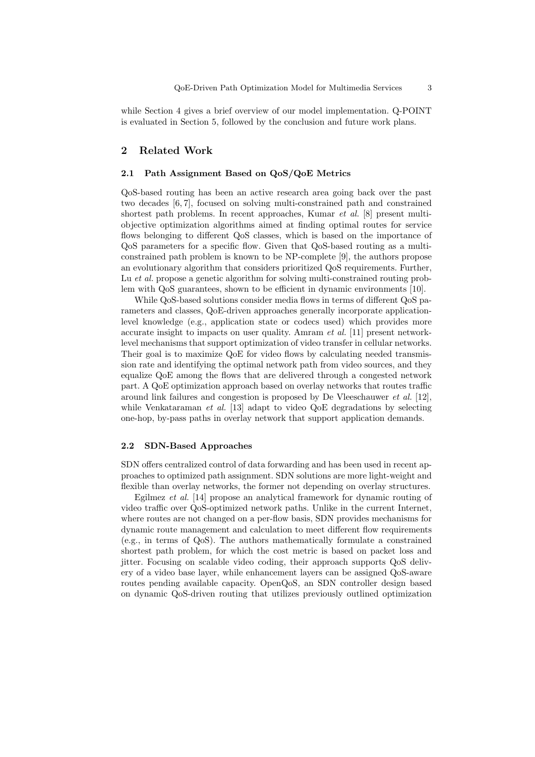while Section 4 gives a brief overview of our model implementation. Q-POINT is evaluated in Section 5, followed by the conclusion and future work plans.

## 2 Related Work

### 2.1 Path Assignment Based on QoS/QoE Metrics

QoS-based routing has been an active research area going back over the past two decades [6, 7], focused on solving multi-constrained path and constrained shortest path problems. In recent approaches, Kumar *et al.* [8] present multi-objective optimization algorithms aimed at finding optimal routes for service flows belonging to different QoS classes, which is based on the importance of QoS parameters for a specific flow. Given that QoS-based routing as a multi-constrained path problem is known to be NP-complete [9], the authors propose an evolutionary algorithm that considers prioritized QoS requirements. Further, Lu *et al.* propose a genetic algorithm for solving multi-constrained routing problem with QoS guarantees, shown to be efficient in dynamic environments [10].

While QoS-based solutions consider media flows in terms of different QoS parameters and classes, QoE-driven approaches generally incorporate application-level knowledge (e.g., application state or codecs used) which provides more accurate insight to impacts on user quality. Amram *et al.* [11] present network-level mechanisms that support optimization of video transfer in cellular networks. Their goal is to maximize QoE for video flows by calculating needed transmission rate and identifying the optimal network path from video sources, and they equalize QoE among the flows that are delivered through a congested network part. A QoE optimization approach based on overlay networks that routes traffic around link failures and congestion is proposed by De Vleeschauwer *et al.* [12], while Venkataraman *et al.* [13] adapt to video QoE degradations by selecting one-hop, by-pass paths in overlay network that support application demands.

### 2.2 SDN-Based Approaches

SDN offers centralized control of data forwarding and has been used in recent approaches to optimized path assignment. SDN solutions are more light-weight and flexible than overlay networks, the former not depending on overlay structures.

Egilmez *et al.* [14] propose an analytical framework for dynamic routing of video traffic over QoS-optimized network paths. Unlike in the current Internet, where routes are not changed on a per-flow basis, SDN provides mechanisms for dynamic route management and calculation to meet different flow requirements (e.g., in terms of QoS). The authors mathematically formulate a constrained shortest path problem, for which the cost metric is based on packet loss and jitter. Focusing on scalable video coding, their approach supports QoS delivery of a video base layer, while enhancement layers can be assigned QoS-aware routes pending available capacity. OpenQoS, an SDN controller design based on dynamic QoS-driven routing that utilizes previously outlined optimization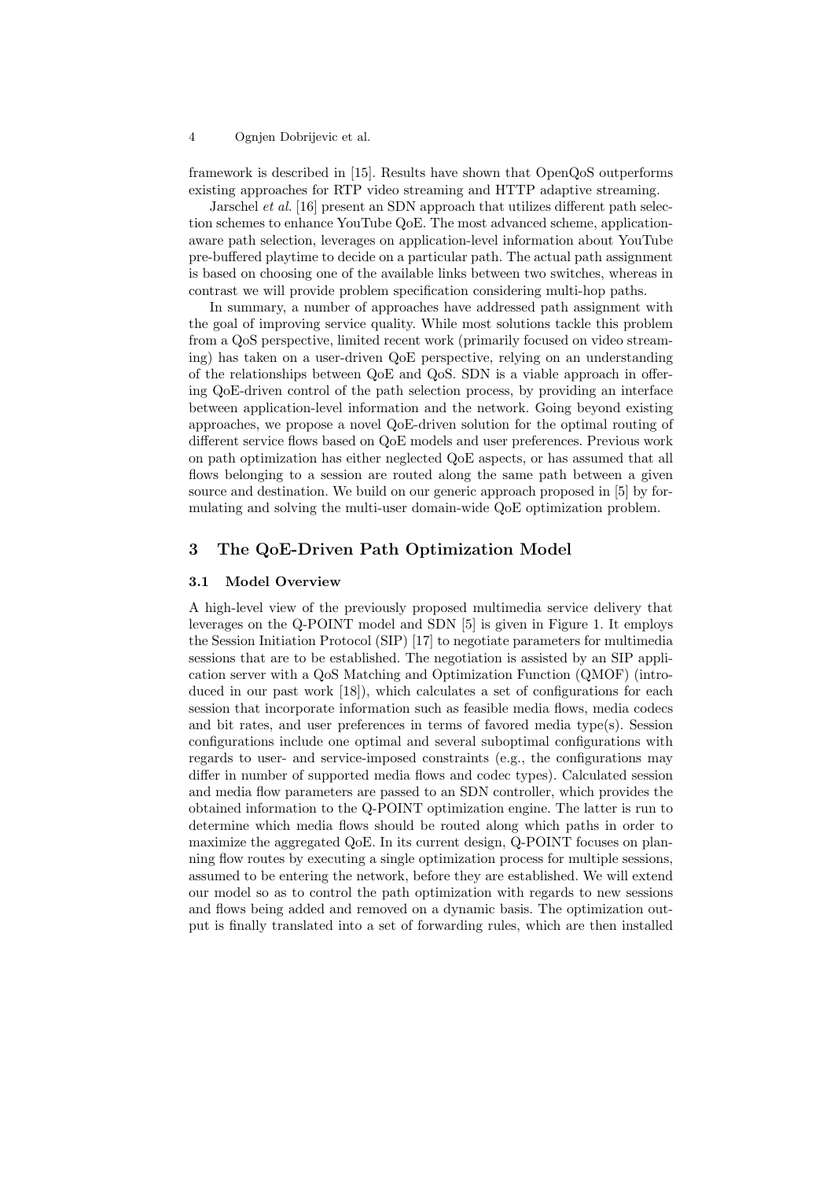framework is described in [15]. Results have shown that OpenQoS outperforms existing approaches for RTP video streaming and HTTP adaptive streaming.

Jarschel *et al.* [16] present an SDN approach that utilizes different path selection schemes to enhance YouTube QoE. The most advanced scheme, application-aware path selection, leverages on application-level information about YouTube pre-buffered playtime to decide on a particular path. The actual path assignment is based on choosing one of the available links between two switches, whereas in contrast we will provide problem specification considering multi-hop paths.

In summary, a number of approaches have addressed path assignment with the goal of improving service quality. While most solutions tackle this problem from a QoS perspective, limited recent work (primarily focused on video streaming) has taken on a user-driven QoE perspective, relying on an understanding of the relationships between QoE and QoS. SDN is a viable approach in offering QoE-driven control of the path selection process, by providing an interface between application-level information and the network. Going beyond existing approaches, we propose a novel QoE-driven solution for the optimal routing of different service flows based on QoE models and user preferences. Previous work on path optimization has either neglected QoE aspects, or has assumed that all flows belonging to a session are routed along the same path between a given source and destination. We build on our generic approach proposed in [5] by formulating and solving the multi-user domain-wide QoE optimization problem.

## 3 The QoE-Driven Path Optimization Model

### 3.1 Model Overview

A high-level view of the previously proposed multimedia service delivery that leverages on the Q-POINT model and SDN [5] is given in Figure 1. It employs the Session Initiation Protocol (SIP) [17] to negotiate parameters for multimedia sessions that are to be established. The negotiation is assisted by an SIP application server with a QoS Matching and Optimization Function (QMOF) (introduced in our past work [18]), which calculates a set of configurations for each session that incorporate information such as feasible media flows, media codecs and bit rates, and user preferences in terms of favored media type(s). Session configurations include one optimal and several suboptimal configurations with regards to user- and service-imposed constraints (e.g., the configurations may differ in number of supported media flows and codec types). Calculated session and media flow parameters are passed to an SDN controller, which provides the obtained information to the Q-POINT optimization engine. The latter is run to determine which media flows should be routed along which paths in order to maximize the aggregated QoE. In its current design, Q-POINT focuses on planning flow routes by executing a single optimization process for multiple sessions, assumed to be entering the network, before they are established. We will extend our model so as to control the path optimization with regards to new sessions and flows being added and removed on a dynamic basis. The optimization output is finally translated into a set of forwarding rules, which are then installed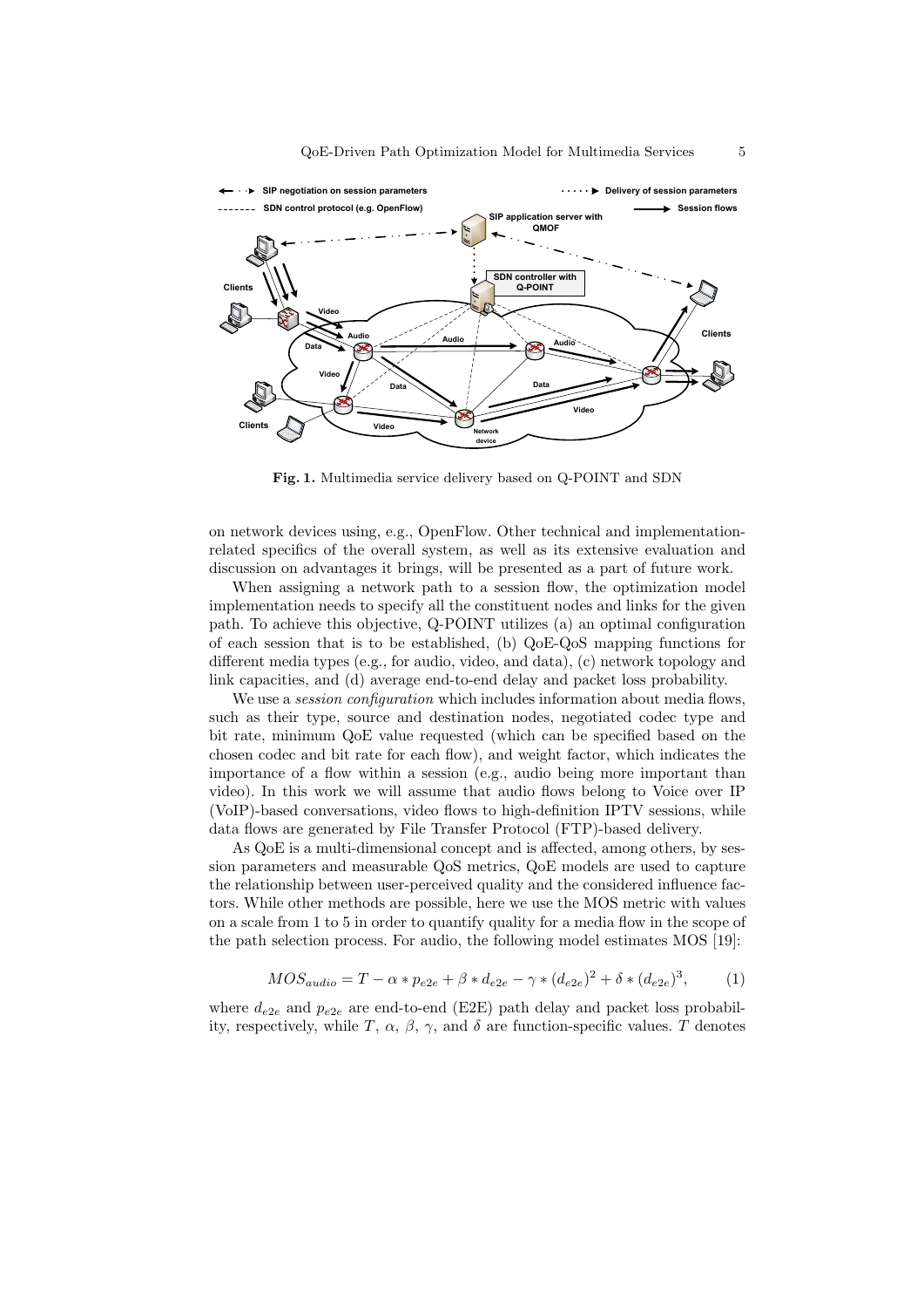**Fig. 1.** Multimedia service delivery based on Q-POINT and SDN

on network devices using, e.g., OpenFlow. Other technical and implementation-related specifics of the overall system, as well as its extensive evaluation and discussion on advantages it brings, will be presented as a part of future work.

When assigning a network path to a session flow, the optimization model implementation needs to specify all the constituent nodes and links for the given path. To achieve this objective, Q-POINT utilizes (a) an optimal configuration of each session that is to be established, (b) QoE-QoS mapping functions for different media types (e.g., for audio, video, and data), (c) network topology and link capacities, and (d) average end-to-end delay and packet loss probability.

We use a *session configuration* which includes information about media flows, such as their type, source and destination nodes, negotiated codec type and bit rate, minimum QoE value requested (which can be specified based on the chosen codec and bit rate for each flow), and weight factor, which indicates the importance of a flow within a session (e.g., audio being more important than video). In this work we will assume that audio flows belong to Voice over IP (VoIP)-based conversations, video flows to high-definition IPTV sessions, while data flows are generated by File Transfer Protocol (FTP)-based delivery.

As QoE is a multi-dimensional concept and is affected, among others, by session parameters and measurable QoS metrics, QoE models are used to capture the relationship between user-perceived quality and the considered influence factors. While other methods are possible, here we use the MOS metric with values on a scale from 1 to 5 in order to quantify quality for a media flow in the scope of the path selection process. For audio, the following model estimates MOS [19]:

$$MOS_{audio} = T - \alpha * p_{e2e} + \beta * d_{e2e} - \gamma * (d_{e2e})^2 + \delta * (d_{e2e})^3, \qquad (1)$$

where $d_{e2e}$ and $p_{e2e}$ are end-to-end (E2E) path delay and packet loss probability, respectively, while $T$, $\alpha$, $\beta$, $\gamma$, and $\delta$ are function-specific values. $T$ denotes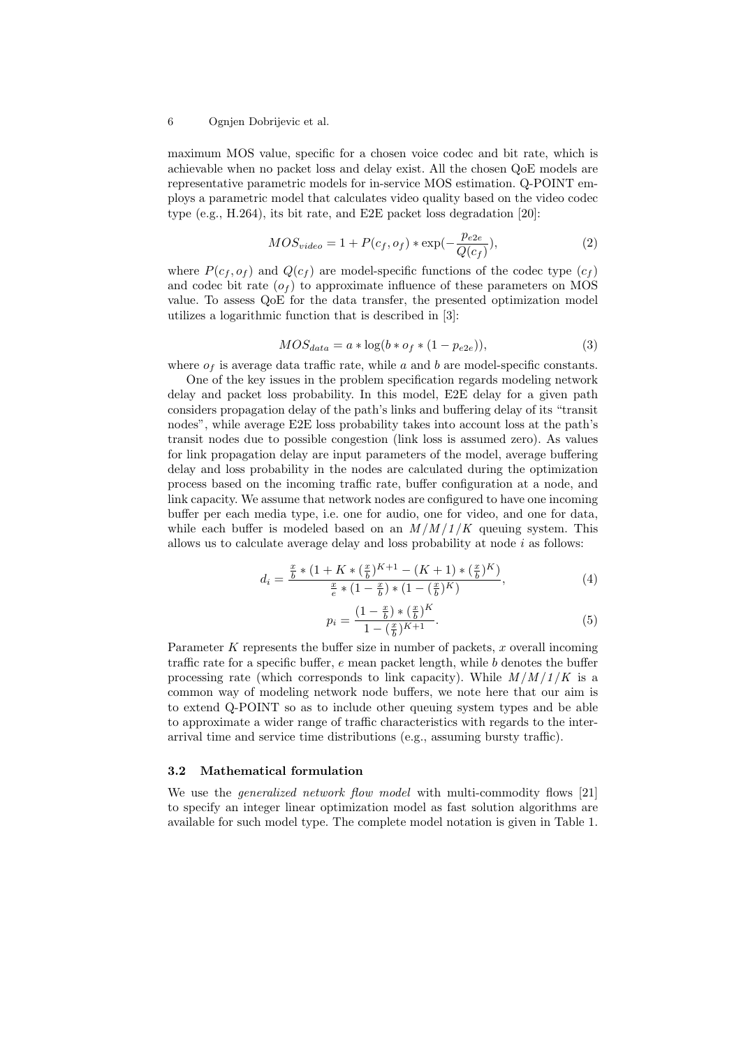maximum MOS value, specific for a chosen voice codec and bit rate, which is achievable when no packet loss and delay exist. All the chosen QoE models are representative parametric models for in-service MOS estimation. Q-POINT employs a parametric model that calculates video quality based on the video codec type (e.g., H.264), its bit rate, and E2E packet loss degradation [20]:

$$MOS_{video} = 1 + P(c_f, o_f) * \exp(-\frac{p_{e2e}}{Q(c_f)}), \tag{2}$$

where $P(c_f, o_f)$ and $Q(c_f)$ are model-specific functions of the codec type ($c_f$) and codec bit rate ($o_f$) to approximate influence of these parameters on MOS value. To assess QoE for the data transfer, the presented optimization model utilizes a logarithmic function that is described in [3]:

$$MOS_{data} = a * \log(b * o_f * (1 - p_{e2e})), \tag{3}$$

where $o_f$ is average data traffic rate, while $a$ and $b$ are model-specific constants.

One of the key issues in the problem specification regards modeling network delay and packet loss probability. In this model, E2E delay for a given path considers propagation delay of the path's links and buffering delay of its "transit nodes", while average E2E loss probability takes into account loss at the path's transit nodes due to possible congestion (link loss is assumed zero). As values for link propagation delay are input parameters of the model, average buffering delay and loss probability in the nodes are calculated during the optimization process based on the incoming traffic rate, buffer configuration at a node, and link capacity. We assume that network nodes are configured to have one incoming buffer per each media type, i.e. one for audio, one for video, and one for data, while each buffer is modeled based on an *M/M/1/K* queuing system. This allows us to calculate average delay and loss probability at node $i$ as follows:

$$d_i = \frac{\frac{x}{b} * (1 + K * (\frac{x}{b})^{K+1} - (K+1) * (\frac{x}{b})^K)}{\frac{x}{e} * (1 - \frac{x}{b}) * (1 - (\frac{x}{b})^K)}, \tag{4}$$

$$p_i = \frac{(1 - \frac{x}{b}) * (\frac{x}{b})^K}{1 - (\frac{x}{b})^{K+1}}. \tag{5}$$

Parameter $K$ represents the buffer size in number of packets, $x$ overall incoming traffic rate for a specific buffer, $e$ mean packet length, while $b$ denotes the buffer processing rate (which corresponds to link capacity). While *M/M/1/K* is a common way of modeling network node buffers, we note here that our aim is to extend Q-POINT so as to include other queuing system types and be able to approximate a wider range of traffic characteristics with regards to the inter-arrival time and service time distributions (e.g., assuming bursty traffic).

### 3.2 Mathematical formulation

We use the *generalized network flow model* with multi-commodity flows [21] to specify an integer linear optimization model as fast solution algorithms are available for such model type. The complete model notation is given in Table 1.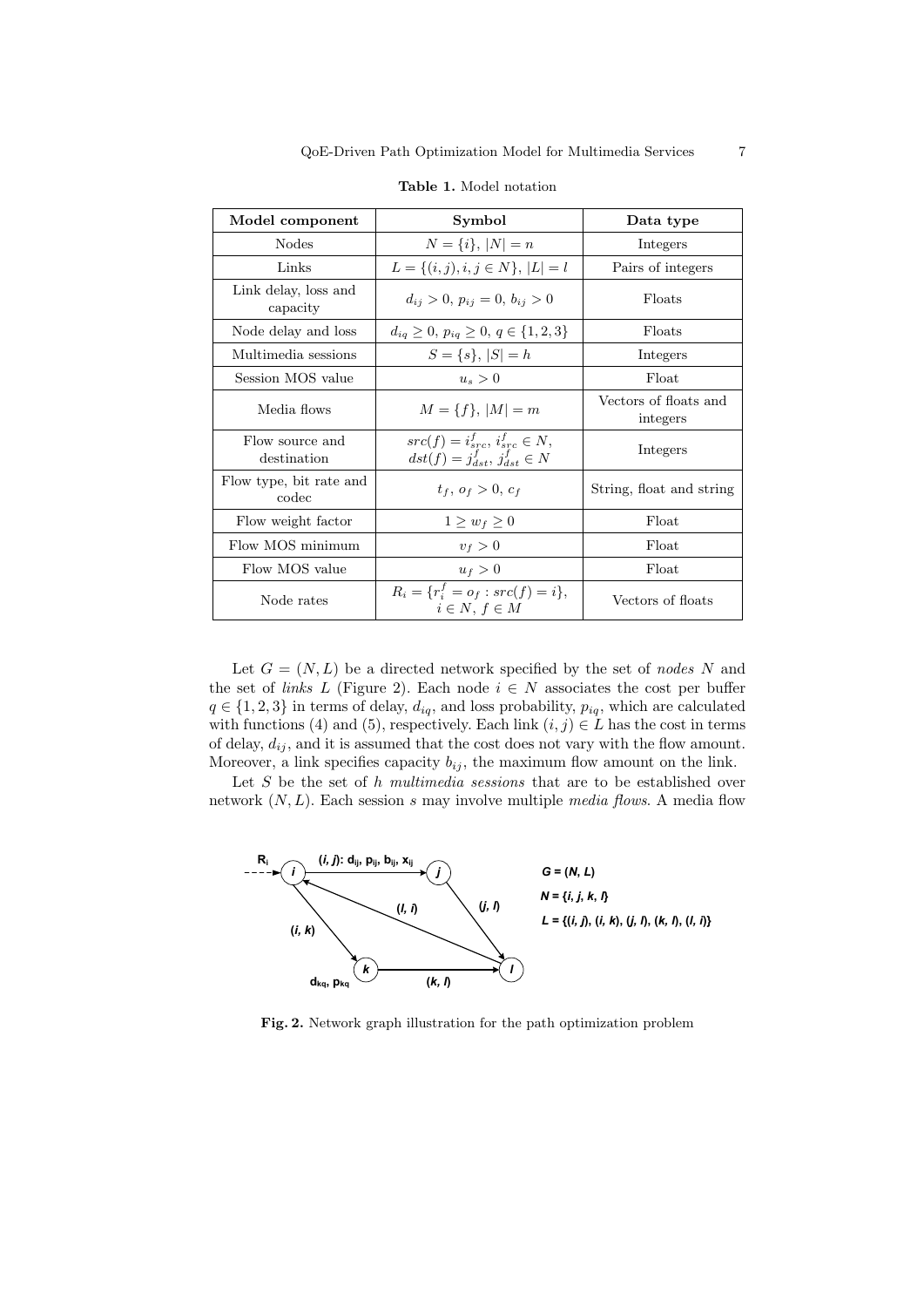**Table 1.** Model notation

| Model component | Symbol | Data type |
|---|---|---|
| Nodes | $N = \{i\}$, $\|N\| = n$ | Integers |
| Links | $L = \{(i,j), i,j \in N\}$, $\|L\| = l$ | Pairs of integers |
| Link delay, loss and capacity | $d_{ij} > 0$, $p_{ij} = 0$, $b_{ij} > 0$ | Floats |
| Node delay and loss | $d_{iq} \geq 0$, $p_{iq} \geq 0$, $q \in \{1,2,3\}$ | Floats |
| Multimedia sessions | $S = \{s\}$, $\|S\| = h$ | Integers |
| Session MOS value | $u_s > 0$ | Float |
| Media flows | $M = \{f\}$, $\|M\| = m$ | Vectors of floats and integers |
| Flow source and destination | $src(f) = i^f_{src}$, $i^f_{src} \in N$, $dst(f) = j^f_{dst}$, $j^f_{dst} \in N$ | Integers |
| Flow type, bit rate and codec | $t_f$, $o_f > 0$, $c_f$ | String, float and string |
| Flow weight factor | $1 \geq w_f \geq 0$ | Float |
| Flow MOS minimum | $v_f > 0$ | Float |
| Flow MOS value | $u_f > 0$ | Float |
| Node rates | $R_i = \{r^f_i = o_f : src(f) = i\}$, $i \in N$, $f \in M$ | Vectors of floats |

Let $G = (N, L)$ be a directed network specified by the set of *nodes* $N$ and the set of *links* $L$ (Figure 2). Each node $i \in N$ associates the cost per buffer $q \in \{1, 2, 3\}$ in terms of delay, $d_{iq}$, and loss probability, $p_{iq}$, which are calculated with functions (4) and (5), respectively. Each link $(i, j) \in L$ has the cost in terms of delay, $d_{ij}$, and it is assumed that the cost does not vary with the flow amount. Moreover, a link specifies capacity $b_{ij}$, the maximum flow amount on the link.

Let $S$ be the set of $h$ *multimedia sessions* that are to be established over network $(N, L)$. Each session $s$ may involve multiple *media flows*. A media flow

**Fig. 2.** Network graph illustration for the path optimization problem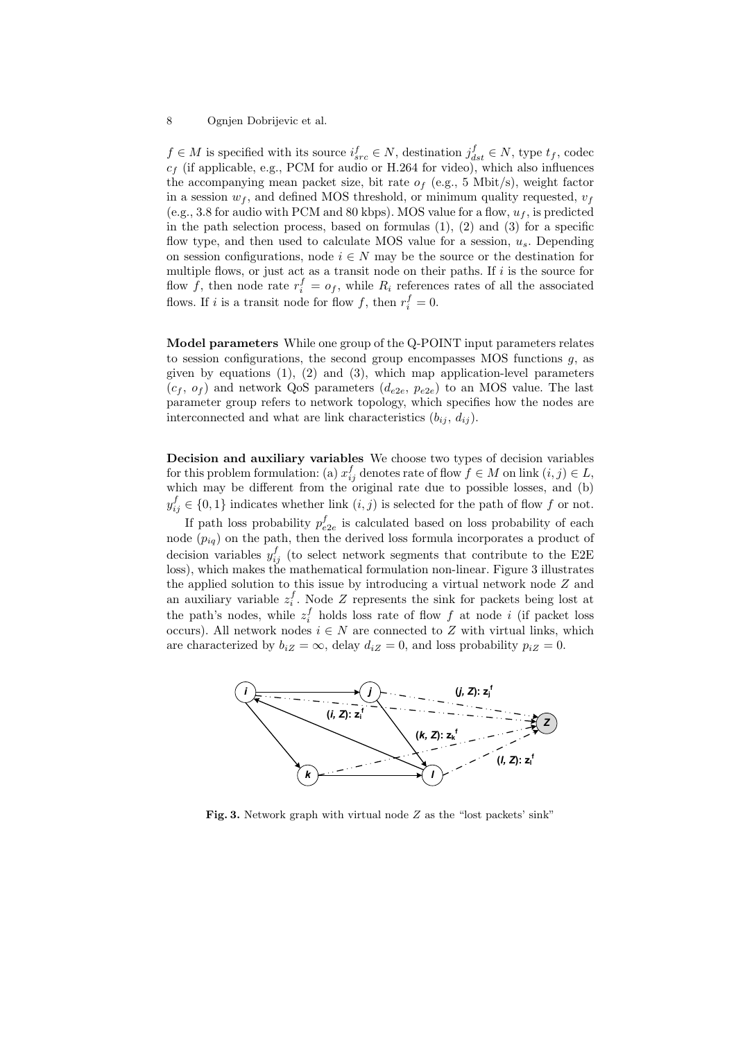$f \in M$ is specified with its source $i^f_{src} \in N$, destination $j^f_{dst} \in N$, type $t_f$, codec $c_f$ (if applicable, e.g., PCM for audio or H.264 for video), which also influences the accompanying mean packet size, bit rate $o_f$ (e.g., 5 Mbit/s), weight factor in a session $w_f$, and defined MOS threshold, or minimum quality requested, $v_f$ (e.g., 3.8 for audio with PCM and 80 kbps). MOS value for a flow, $u_f$, is predicted in the path selection process, based on formulas (1), (2) and (3) for a specific flow type, and then used to calculate MOS value for a session, $u_s$. Depending on session configurations, node $i \in N$ may be the source or the destination for multiple flows, or just act as a transit node on their paths. If $i$ is the source for flow $f$, then node rate $r^f_i = o_f$, while $R_i$ references rates of all the associated flows. If $i$ is a transit node for flow $f$, then $r^f_i = 0$.

**Model parameters** While one group of the Q-POINT input parameters relates to session configurations, the second group encompasses MOS functions $g$, as given by equations (1), (2) and (3), which map application-level parameters ($c_f$, $o_f$) and network QoS parameters ($d_{e2e}$, $p_{e2e}$) to an MOS value. The last parameter group refers to network topology, which specifies how the nodes are interconnected and what are link characteristics ($b_{ij}$, $d_{ij}$).

**Decision and auxiliary variables** We choose two types of decision variables for this problem formulation: (a) $x^f_{ij}$ denotes rate of flow $f \in M$ on link $(i, j) \in L$, which may be different from the original rate due to possible losses, and (b) $y^f_{ij} \in \{0, 1\}$ indicates whether link $(i, j)$ is selected for the path of flow $f$ or not.

If path loss probability $p^f_{e2e}$ is calculated based on loss probability of each node ($p_{iq}$) on the path, then the derived loss formula incorporates a product of decision variables $y^f_{ij}$ (to select network segments that contribute to the E2E loss), which makes the mathematical formulation non-linear. Figure 3 illustrates the applied solution to this issue by introducing a virtual network node $Z$ and an auxiliary variable $z^f_i$. Node $Z$ represents the sink for packets being lost at the path's nodes, while $z^f_i$ holds loss rate of flow $f$ at node $i$ (if packet loss occurs). All network nodes $i \in N$ are connected to $Z$ with virtual links, which are characterized by $b_{iZ} = \infty$, delay $d_{iZ} = 0$, and loss probability $p_{iZ} = 0$.

**Fig. 3.** Network graph with virtual node $Z$ as the "lost packets' sink"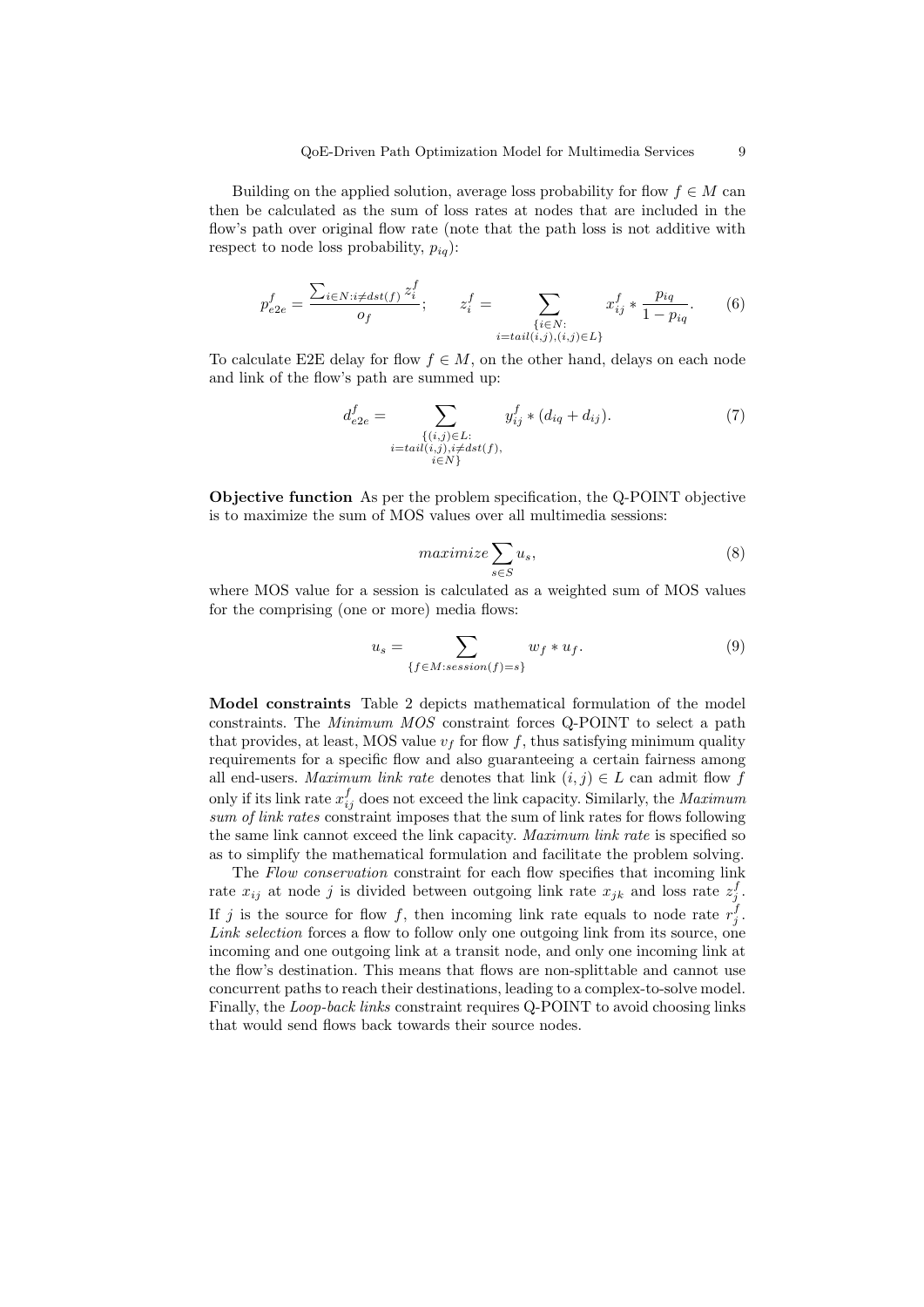Building on the applied solution, average loss probability for flow $f \in M$ can then be calculated as the sum of loss rates at nodes that are included in the flow's path over original flow rate (note that the path loss is not additive with respect to node loss probability, $p_{iq}$):

$$p_{e2e}^f = \frac{\sum_{i \in N: i \neq dst(f)} z_i^f}{o_f}; \qquad z_i^f = \sum_{\substack{\{i \in N: \\ i = tail(i,j), (i,j) \in L\}}} x_{ij}^f * \frac{p_{iq}}{1 - p_{iq}}. \tag{6}$$

To calculate E2E delay for flow $f \in M$, on the other hand, delays on each node and link of the flow's path are summed up:

$$d_{e2e}^f = \sum_{\substack{\{(i,j) \in L: \\ i = tail(i,j), i \neq dst(f), \\ i \in N\}}} y_{ij}^f * (d_{iq} + d_{ij}). \tag{7}$$

**Objective function** As per the problem specification, the Q-POINT objective is to maximize the sum of MOS values over all multimedia sessions:

$$maximize \sum_{s \in S} u_s, \tag{8}$$

where MOS value for a session is calculated as a weighted sum of MOS values for the comprising (one or more) media flows:

$$u_s = \sum_{\{f \in M: session(f) = s\}} w_f * u_f. \tag{9}$$

**Model constraints** Table 2 depicts mathematical formulation of the model constraints. The *Minimum MOS* constraint forces Q-POINT to select a path that provides, at least, MOS value $v_f$ for flow $f$, thus satisfying minimum quality requirements for a specific flow and also guaranteeing a certain fairness among all end-users. *Maximum link rate* denotes that link $(i, j) \in L$ can admit flow $f$ only if its link rate $x_{ij}^f$ does not exceed the link capacity. Similarly, the *Maximum sum of link rates* constraint imposes that the sum of link rates for flows following the same link cannot exceed the link capacity. *Maximum link rate* is specified so as to simplify the mathematical formulation and facilitate the problem solving.

The *Flow conservation* constraint for each flow specifies that incoming link rate $x_{ij}$ at node $j$ is divided between outgoing link rate $x_{jk}$ and loss rate $z_j^f$. If $j$ is the source for flow $f$, then incoming link rate equals to node rate $r_j^f$. *Link selection* forces a flow to follow only one outgoing link from its source, one incoming and one outgoing link at a transit node, and only one incoming link at the flow's destination. This means that flows are non-splittable and cannot use concurrent paths to reach their destinations, leading to a complex-to-solve model. Finally, the *Loop-back links* constraint requires Q-POINT to avoid choosing links that would send flows back towards their source nodes.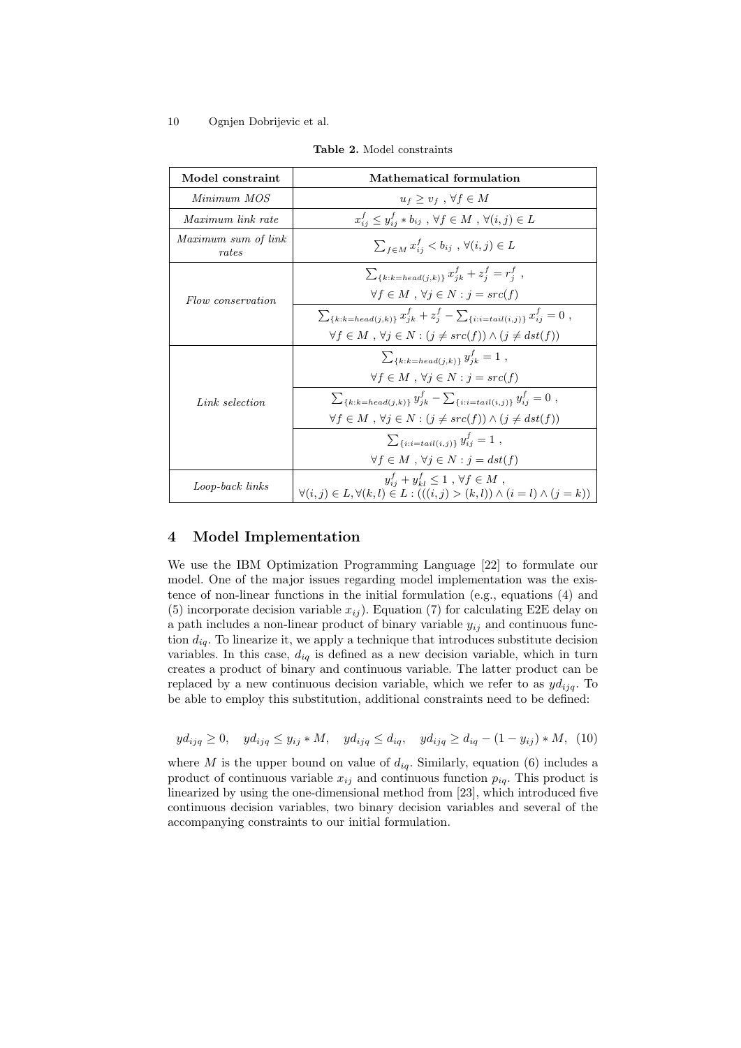**Table 2.** Model constraints

| Model constraint | Mathematical formulation |
|---|---|
| *Minimum MOS* | $u_f \geq v_f \ , \forall f \in M$ |
| *Maximum link rate* | $x_{ij}^f \leq y_{ij}^f * b_{ij} \ , \forall f \in M \ , \forall (i,j) \in L$ |
| *Maximum sum of link rates* | $\sum_{f \in M} x_{ij}^f < b_{ij} \ , \forall (i,j) \in L$ |
| *Flow conservation* | $\sum_{\{k:k=head(j,k)\}} x_{jk}^f + z_j^f = r_j^f \ ,$ $\forall f \in M \ , \forall j \in N : j = src(f)$ |
| | $\sum_{\{k:k=head(j,k)\}} x_{jk}^f + z_j^f - \sum_{\{i:i=tail(i,j)\}} x_{ij}^f = 0 \ ,$ $\forall f \in M \ , \forall j \in N : (j \neq src(f)) \wedge (j \neq dst(f))$ |
| *Link selection* | $\sum_{\{k:k=head(j,k)\}} y_{jk}^f = 1 \ ,$ $\forall f \in M \ , \forall j \in N : j = src(f)$ |
| | $\sum_{\{k:k=head(j,k)\}} y_{jk}^f - \sum_{\{i:i=tail(i,j)\}} y_{ij}^f = 0 \ ,$ $\forall f \in M \ , \forall j \in N : (j \neq src(f)) \wedge (j \neq dst(f))$ |
| | $\sum_{\{i:i=tail(i,j)\}} y_{ij}^f = 1 \ ,$ $\forall f \in M \ , \forall j \in N : j = dst(f)$ |
| *Loop-back links* | $y_{ij}^f + y_{kl}^f \leq 1 \ , \forall f \in M \ ,$ $\forall (i,j) \in L, \forall (k,l) \in L : (((i,j) > (k,l)) \wedge (i = l) \wedge (j = k))$ |

## 4 Model Implementation

We use the IBM Optimization Programming Language [22] to formulate our model. One of the major issues regarding model implementation was the existence of non-linear functions in the initial formulation (e.g., equations (4) and (5) incorporate decision variable $x_{ij}$). Equation (7) for calculating E2E delay on a path includes a non-linear product of binary variable $y_{ij}$ and continuous function $d_{iq}$. To linearize it, we apply a technique that introduces substitute decision variables. In this case, $d_{iq}$ is defined as a new decision variable, which in turn creates a product of binary and continuous variable. The latter product can be replaced by a new continuous decision variable, which we refer to as $yd_{ijq}$. To be able to employ this substitution, additional constraints need to be defined:

$$yd_{ijq} \geq 0, \quad yd_{ijq} \leq y_{ij} * M, \quad yd_{ijq} \leq d_{iq}, \quad yd_{ijq} \geq d_{iq} - (1 - y_{ij}) * M, \quad (10)$$

where $M$ is the upper bound on value of $d_{iq}$. Similarly, equation (6) includes a product of continuous variable $x_{ij}$ and continuous function $p_{iq}$. This product is linearized by using the one-dimensional method from [23], which introduced five continuous decision variables, two binary decision variables and several of the accompanying constraints to our initial formulation.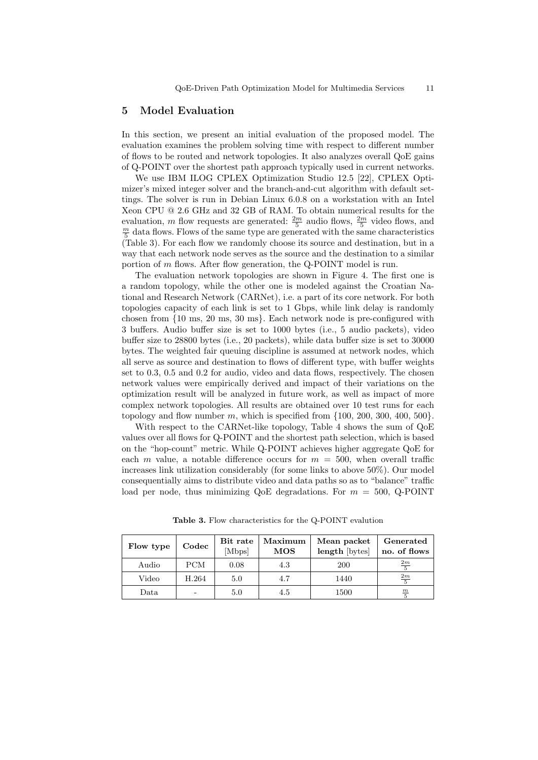## 5 Model Evaluation

In this section, we present an initial evaluation of the proposed model. The evaluation examines the problem solving time with respect to different number of flows to be routed and network topologies. It also analyzes overall QoE gains of Q-POINT over the shortest path approach typically used in current networks.

We use IBM ILOG CPLEX Optimization Studio 12.5 [22], CPLEX Optimizer's mixed integer solver and the branch-and-cut algorithm with default settings. The solver is run in Debian Linux 6.0.8 on a workstation with an Intel Xeon CPU @ 2.6 GHz and 32 GB of RAM. To obtain numerical results for the evaluation, $m$ flow requests are generated: $\frac{2m}{5}$ audio flows, $\frac{2m}{5}$ video flows, and $\frac{m}{5}$ data flows. Flows of the same type are generated with the same characteristics (Table 3). For each flow we randomly choose its source and destination, but in a way that each network node serves as the source and the destination to a similar portion of $m$ flows. After flow generation, the Q-POINT model is run.

The evaluation network topologies are shown in Figure 4. The first one is a random topology, while the other one is modeled against the Croatian National and Research Network (CARNet), i.e. a part of its core network. For both topologies capacity of each link is set to 1 Gbps, while link delay is randomly chosen from {10 ms, 20 ms, 30 ms}. Each network node is pre-configured with 3 buffers. Audio buffer size is set to 1000 bytes (i.e., 5 audio packets), video buffer size to 28800 bytes (i.e., 20 packets), while data buffer size is set to 30000 bytes. The weighted fair queuing discipline is assumed at network nodes, which all serve as source and destination to flows of different type, with buffer weights set to 0.3, 0.5 and 0.2 for audio, video and data flows, respectively. The chosen network values were empirically derived and impact of their variations on the optimization result will be analyzed in future work, as well as impact of more complex network topologies. All results are obtained over 10 test runs for each topology and flow number $m$, which is specified from {100, 200, 300, 400, 500}.

With respect to the CARNet-like topology, Table 4 shows the sum of QoE values over all flows for Q-POINT and the shortest path selection, which is based on the "hop-count" metric. While Q-POINT achieves higher aggregate QoE for each $m$ value, a notable difference occurs for $m = 500$, when overall traffic increases link utilization considerably (for some links to above 50%). Our model consequentially aims to distribute video and data paths so as to "balance" traffic load per node, thus minimizing QoE degradations. For $m = 500$, Q-POINT

**Table 3.** Flow characteristics for the Q-POINT evalution

| **Flow type** | **Codec** | **Bit rate** [Mbps] | **Maximum MOS** | **Mean packet length** [bytes] | **Generated no. of flows** |
|---|---|---|---|---|---|
| Audio | PCM | 0.08 | 4.3 | 200 | $\frac{2m}{5}$ |
| Video | H.264 | 5.0 | 4.7 | 1440 | $\frac{2m}{5}$ |
| Data | - | 5.0 | 4.5 | 1500 | $\frac{m}{5}$ |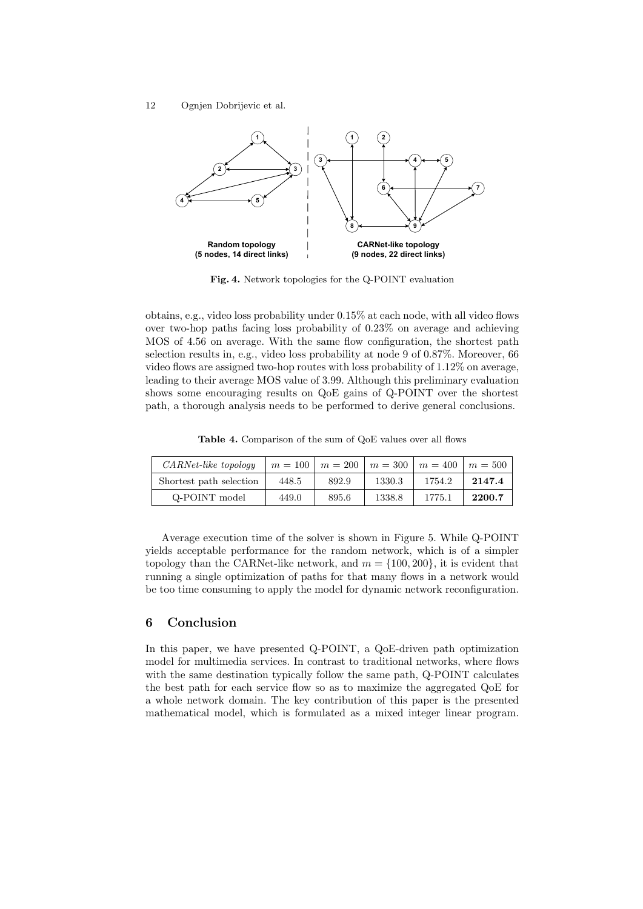Random topology
(5 nodes, 14 direct links)

CARNet-like topology
(9 nodes, 22 direct links)

**Fig. 4.** Network topologies for the Q-POINT evaluation

obtains, e.g., video loss probability under 0.15% at each node, with all video flows over two-hop paths facing loss probability of 0.23% on average and achieving MOS of 4.56 on average. With the same flow configuration, the shortest path selection results in, e.g., video loss probability at node 9 of 0.87%. Moreover, 66 video flows are assigned two-hop routes with loss probability of 1.12% on average, leading to their average MOS value of 3.99. Although this preliminary evaluation shows some encouraging results on QoE gains of Q-POINT over the shortest path, a thorough analysis needs to be performed to derive general conclusions.

**Table 4.** Comparison of the sum of QoE values over all flows

| *CARNet-like topology* | $m = 100$ | $m = 200$ | $m = 300$ | $m = 400$ | $m = 500$ |
|---|---|---|---|---|---|
| Shortest path selection | 448.5 | 892.9 | 1330.3 | 1754.2 | **2147.4** |
| Q-POINT model | 449.0 | 895.6 | 1338.8 | 1775.1 | **2200.7** |

Average execution time of the solver is shown in Figure 5. While Q-POINT yields acceptable performance for the random network, which is of a simpler topology than the CARNet-like network, and $m = \{100, 200\}$, it is evident that running a single optimization of paths for that many flows in a network would be too time consuming to apply the model for dynamic network reconfiguration.

## 6 Conclusion

In this paper, we have presented Q-POINT, a QoE-driven path optimization model for multimedia services. In contrast to traditional networks, where flows with the same destination typically follow the same path, Q-POINT calculates the best path for each service flow so as to maximize the aggregated QoE for a whole network domain. The key contribution of this paper is the presented mathematical model, which is formulated as a mixed integer linear program.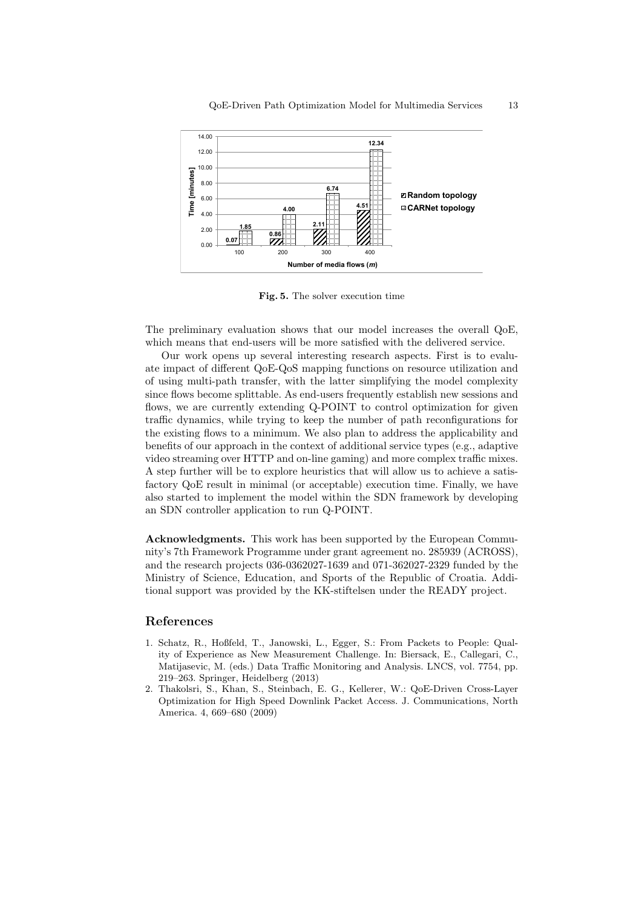Fig. 5. The solver execution time

The preliminary evaluation shows that our model increases the overall QoE, which means that end-users will be more satisfied with the delivered service.

Our work opens up several interesting research aspects. First is to evaluate impact of different QoE-QoS mapping functions on resource utilization and of using multi-path transfer, with the latter simplifying the model complexity since flows become splittable. As end-users frequently establish new sessions and flows, we are currently extending Q-POINT to control optimization for given traffic dynamics, while trying to keep the number of path reconfigurations for the existing flows to a minimum. We also plan to address the applicability and benefits of our approach in the context of additional service types (e.g., adaptive video streaming over HTTP and on-line gaming) and more complex traffic mixes. A step further will be to explore heuristics that will allow us to achieve a satisfactory QoE result in minimal (or acceptable) execution time. Finally, we have also started to implement the model within the SDN framework by developing an SDN controller application to run Q-POINT.

**Acknowledgments.** This work has been supported by the European Community's 7th Framework Programme under grant agreement no. 285939 (ACROSS), and the research projects 036-0362027-1639 and 071-362027-2329 funded by the Ministry of Science, Education, and Sports of the Republic of Croatia. Additional support was provided by the KK-stiftelsen under the READY project.

## References

1. Schatz, R., Hoßfeld, T., Janowski, L., Egger, S.: From Packets to People: Quality of Experience as New Measurement Challenge. In: Biersack, E., Callegari, C., Matijasevic, M. (eds.) Data Traffic Monitoring and Analysis. LNCS, vol. 7754, pp. 219–263. Springer, Heidelberg (2013)
2. Thakolsri, S., Khan, S., Steinbach, E. G., Kellerer, W.: QoE-Driven Cross-Layer Optimization for High Speed Downlink Packet Access. J. Communications, North America. 4, 669–680 (2009)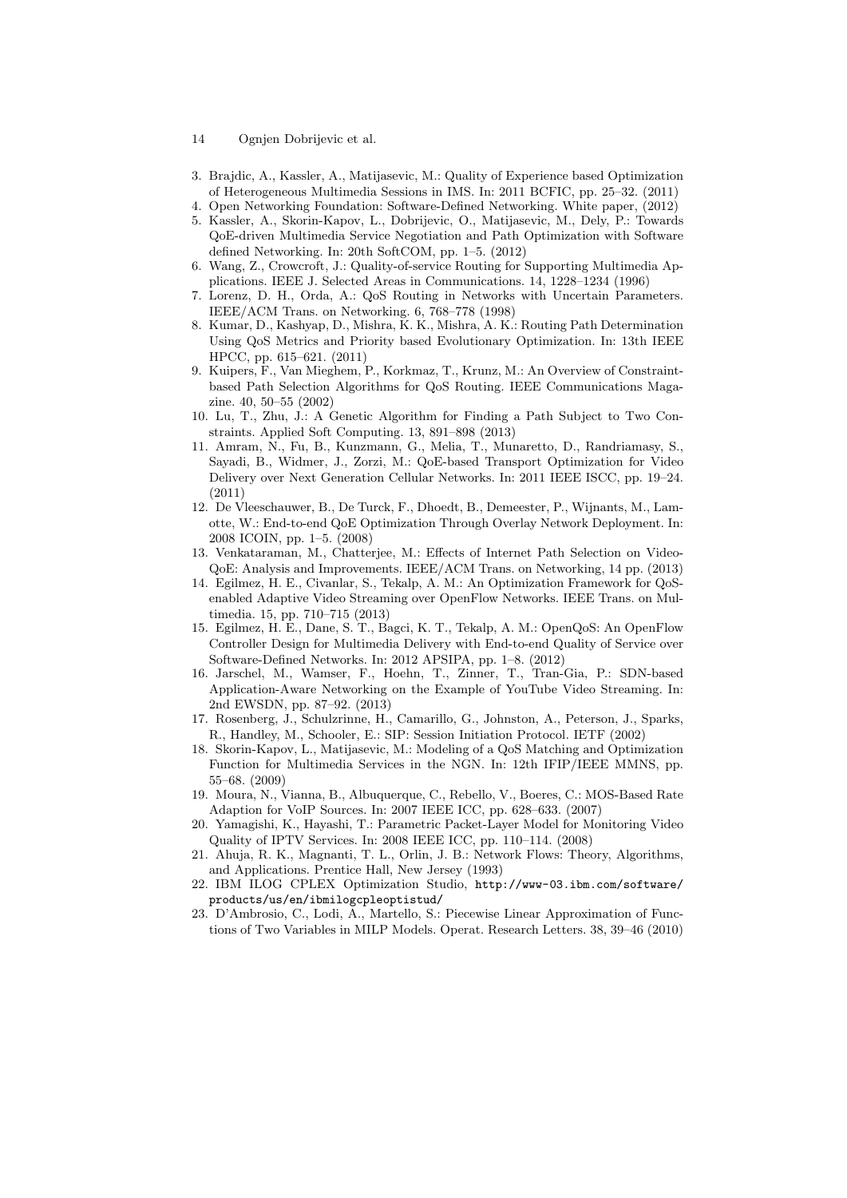3. Brajdic, A., Kassler, A., Matijasevic, M.: Quality of Experience based Optimization of Heterogeneous Multimedia Sessions in IMS. In: 2011 BCFIC, pp. 25–32. (2011)
4. Open Networking Foundation: Software-Defined Networking. White paper, (2012)
5. Kassler, A., Skorin-Kapov, L., Dobrijevic, O., Matijasevic, M., Dely, P.: Towards QoE-driven Multimedia Service Negotiation and Path Optimization with Software defined Networking. In: 20th SoftCOM, pp. 1–5. (2012)
6. Wang, Z., Crowcroft, J.: Quality-of-service Routing for Supporting Multimedia Applications. IEEE J. Selected Areas in Communications. 14, 1228–1234 (1996)
7. Lorenz, D. H., Orda, A.: QoS Routing in Networks with Uncertain Parameters. IEEE/ACM Trans. on Networking. 6, 768–778 (1998)
8. Kumar, D., Kashyap, D., Mishra, K. K., Mishra, A. K.: Routing Path Determination Using QoS Metrics and Priority based Evolutionary Optimization. In: 13th IEEE HPCC, pp. 615–621. (2011)
9. Kuipers, F., Van Mieghem, P., Korkmaz, T., Krunz, M.: An Overview of Constraint-based Path Selection Algorithms for QoS Routing. IEEE Communications Magazine. 40, 50–55 (2002)
10. Lu, T., Zhu, J.: A Genetic Algorithm for Finding a Path Subject to Two Constraints. Applied Soft Computing. 13, 891–898 (2013)
11. Amram, N., Fu, B., Kunzmann, G., Melia, T., Munaretto, D., Randriamasy, S., Sayadi, B., Widmer, J., Zorzi, M.: QoE-based Transport Optimization for Video Delivery over Next Generation Cellular Networks. In: 2011 IEEE ISCC, pp. 19–24. (2011)
12. De Vleeschauwer, B., De Turck, F., Dhoedt, B., Demeester, P., Wijnants, M., Lamotte, W.: End-to-end QoE Optimization Through Overlay Network Deployment. In: 2008 ICOIN, pp. 1–5. (2008)
13. Venkataraman, M., Chatterjee, M.: Effects of Internet Path Selection on Video-QoE: Analysis and Improvements. IEEE/ACM Trans. on Networking, 14 pp. (2013)
14. Egilmez, H. E., Civanlar, S., Tekalp, A. M.: An Optimization Framework for QoS-enabled Adaptive Video Streaming over OpenFlow Networks. IEEE Trans. on Multimedia. 15, pp. 710–715 (2013)
15. Egilmez, H. E., Dane, S. T., Bagci, K. T., Tekalp, A. M.: OpenQoS: An OpenFlow Controller Design for Multimedia Delivery with End-to-end Quality of Service over Software-Defined Networks. In: 2012 APSIPA, pp. 1–8. (2012)
16. Jarschel, M., Wamser, F., Hoehn, T., Zinner, T., Tran-Gia, P.: SDN-based Application-Aware Networking on the Example of YouTube Video Streaming. In: 2nd EWSDN, pp. 87–92. (2013)
17. Rosenberg, J., Schulzrinne, H., Camarillo, G., Johnston, A., Peterson, J., Sparks, R., Handley, M., Schooler, E.: SIP: Session Initiation Protocol. IETF (2002)
18. Skorin-Kapov, L., Matijasevic, M.: Modeling of a QoS Matching and Optimization Function for Multimedia Services in the NGN. In: 12th IFIP/IEEE MMNS, pp. 55–68. (2009)
19. Moura, N., Vianna, B., Albuquerque, C., Rebello, V., Boeres, C.: MOS-Based Rate Adaption for VoIP Sources. In: 2007 IEEE ICC, pp. 628–633. (2007)
20. Yamagishi, K., Hayashi, T.: Parametric Packet-Layer Model for Monitoring Video Quality of IPTV Services. In: 2008 IEEE ICC, pp. 110–114. (2008)
21. Ahuja, R. K., Magnanti, T. L., Orlin, J. B.: Network Flows: Theory, Algorithms, and Applications. Prentice Hall, New Jersey (1993)
22. IBM ILOG CPLEX Optimization Studio, http://www-03.ibm.com/software/products/us/en/ibmilogcpleoptistud/
23. D'Ambrosio, C., Lodi, A., Martello, S.: Piecewise Linear Approximation of Functions of Two Variables in MILP Models. Operat. Research Letters. 38, 39–46 (2010)